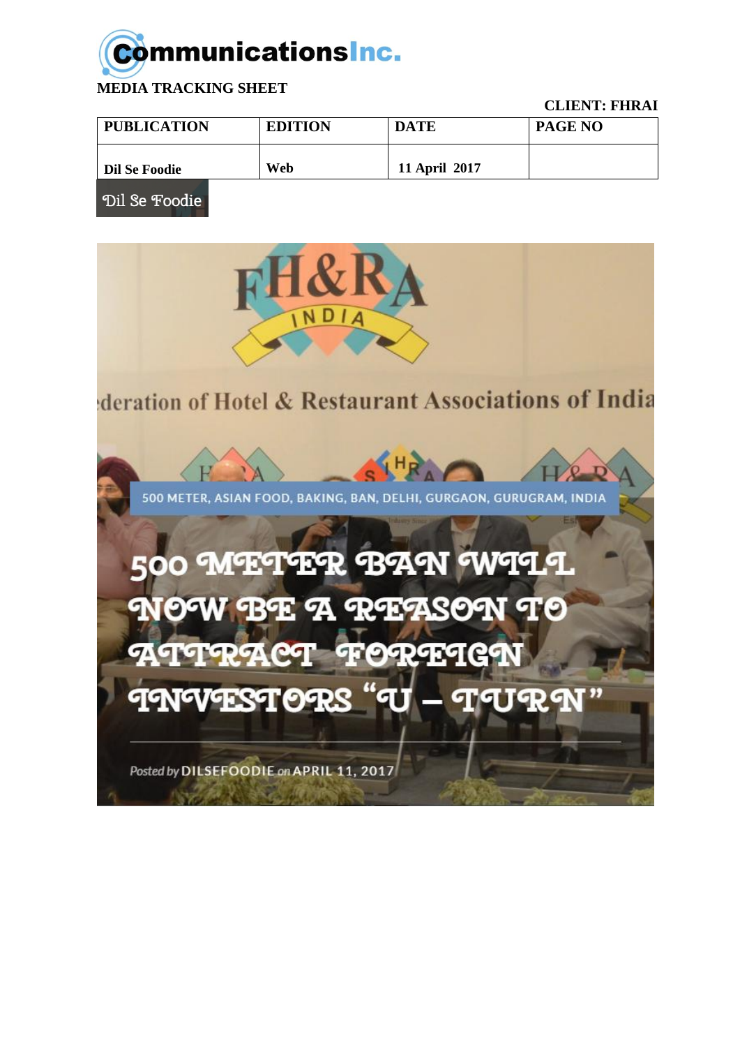CommunicationsInc.

**MEDIA TRACKING SHEET**

**CLIENT: FHRAI**

| PUBLICATION | EDITION | DATE | PAGE NO |
|---|---|---|---|
| Dil Se Foodie | Web | 11 April 2017 | |

Dil Se Foodie

FH&RA INDIA

Federation of Hotel & Restaurant Associations of India

500 METER, ASIAN FOOD, BAKING, BAN, DELHI, GURGAON, GURUGRAM, INDIA

# 500 METER BAN WILL NOW BE A REASON TO ATTRACT FOREIGN INVESTORS "U – TURN"

Posted by DILSEFOODIE on APRIL 11, 2017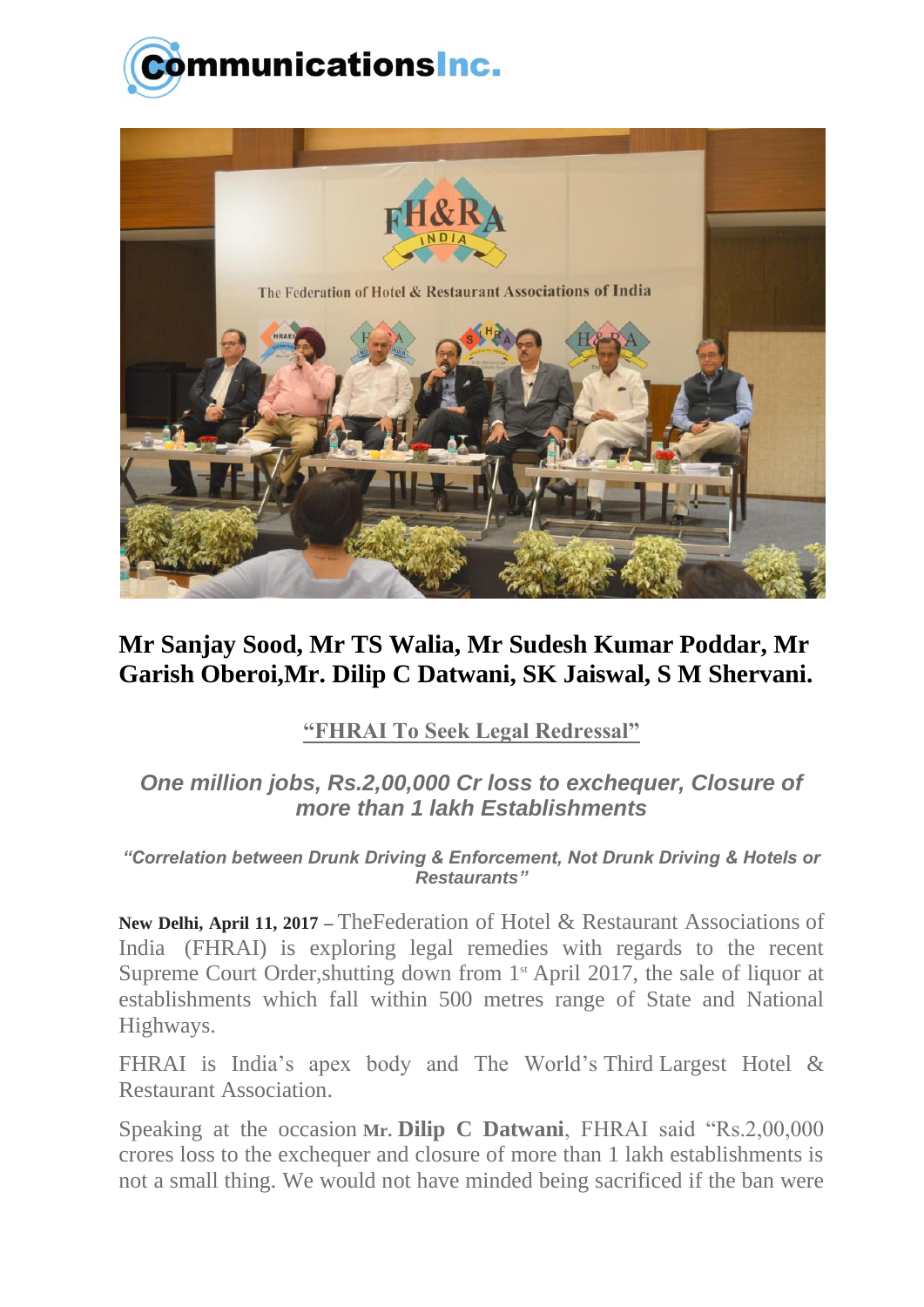**Mr Sanjay Sood, Mr TS Walia, Mr Sudesh Kumar Poddar, Mr Garish Oberoi,Mr. Dilip C Datwani, SK Jaiswal, S M Shervani.**

**"FHRAI To Seek Legal Redressal"**

***One million jobs, Rs.2,00,000 Cr loss to exchequer, Closure of more than 1 lakh Establishments***

***"Correlation between Drunk Driving & Enforcement, Not Drunk Driving & Hotels or Restaurants"***

**New Delhi, April 11, 2017 –** TheFederation of Hotel & Restaurant Associations of India (FHRAI) is exploring legal remedies with regards to the recent Supreme Court Order,shutting down from 1st April 2017, the sale of liquor at establishments which fall within 500 metres range of State and National Highways.

FHRAI is India's apex body and The World's Third Largest Hotel & Restaurant Association.

Speaking at the occasion **Mr. Dilip C Datwani**, FHRAI said "Rs.2,00,000 crores loss to the exchequer and closure of more than 1 lakh establishments is not a small thing. We would not have minded being sacrificed if the ban were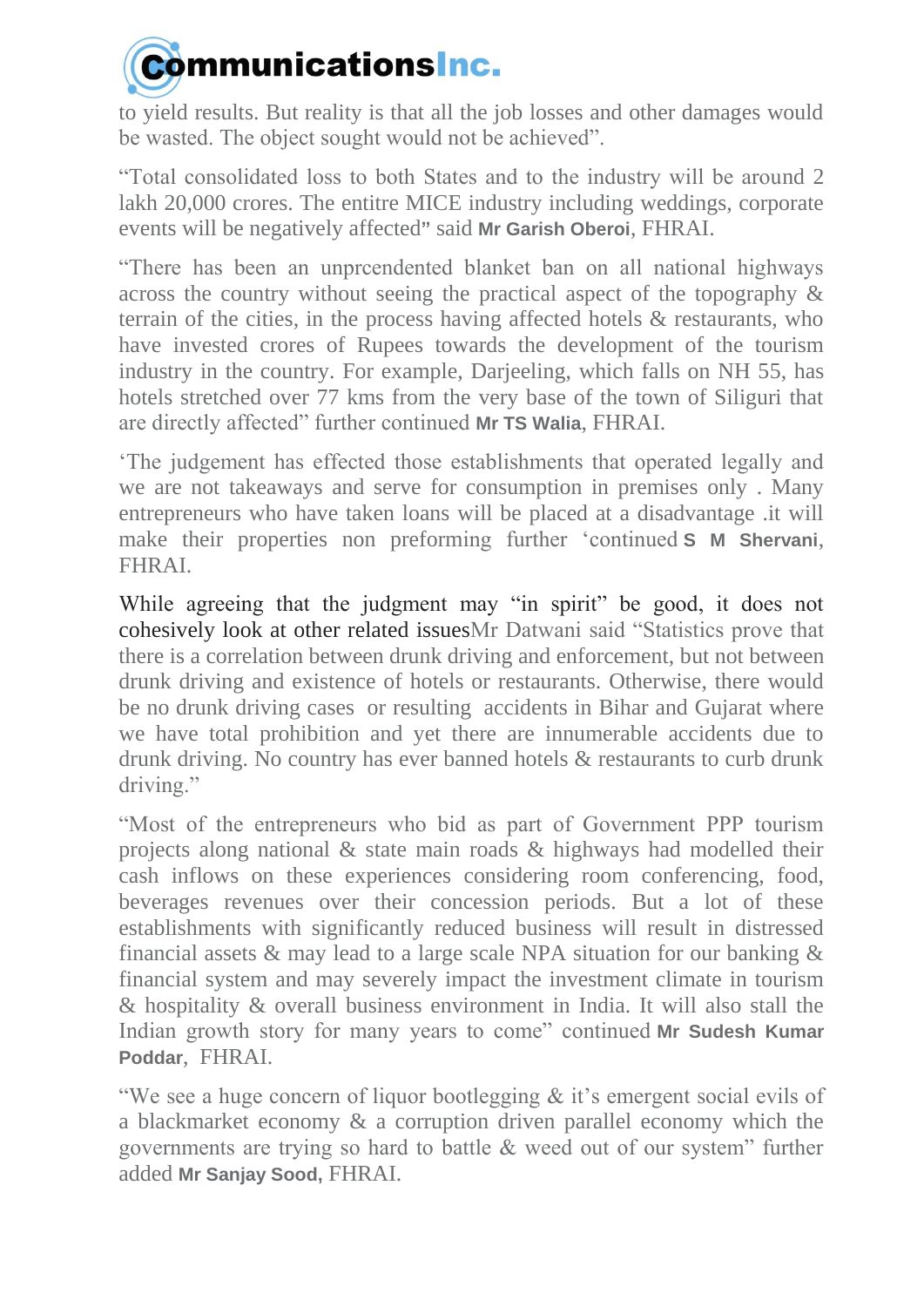to yield results. But reality is that all the job losses and other damages would be wasted. The object sought would not be achieved".

"Total consolidated loss to both States and to the industry will be around 2 lakh 20,000 crores. The entitre MICE industry including weddings, corporate events will be negatively affected" said **Mr Garish Oberoi**, FHRAI.

"There has been an unprcendented blanket ban on all national highways across the country without seeing the practical aspect of the topography & terrain of the cities, in the process having affected hotels & restaurants, who have invested crores of Rupees towards the development of the tourism industry in the country. For example, Darjeeling, which falls on NH 55, has hotels stretched over 77 kms from the very base of the town of Siliguri that are directly affected" further continued **Mr TS Walia**, FHRAI.

'The judgement has effected those establishments that operated legally and we are not takeaways and serve for consumption in premises only . Many entrepreneurs who have taken loans will be placed at a disadvantage .it will make their properties non preforming further 'continued **S M Shervani**, FHRAI.

While agreeing that the judgment may "in spirit" be good, it does not cohesively look at other related issuesMr Datwani said "Statistics prove that there is a correlation between drunk driving and enforcement, but not between drunk driving and existence of hotels or restaurants. Otherwise, there would be no drunk driving cases or resulting accidents in Bihar and Gujarat where we have total prohibition and yet there are innumerable accidents due to drunk driving. No country has ever banned hotels & restaurants to curb drunk driving."

"Most of the entrepreneurs who bid as part of Government PPP tourism projects along national & state main roads & highways had modelled their cash inflows on these experiences considering room conferencing, food, beverages revenues over their concession periods. But a lot of these establishments with significantly reduced business will result in distressed financial assets & may lead to a large scale NPA situation for our banking & financial system and may severely impact the investment climate in tourism & hospitality & overall business environment in India. It will also stall the Indian growth story for many years to come" continued **Mr Sudesh Kumar Poddar**, FHRAI.

"We see a huge concern of liquor bootlegging & it's emergent social evils of a blackmarket economy & a corruption driven parallel economy which the governments are trying so hard to battle & weed out of our system" further added **Mr Sanjay Sood,** FHRAI.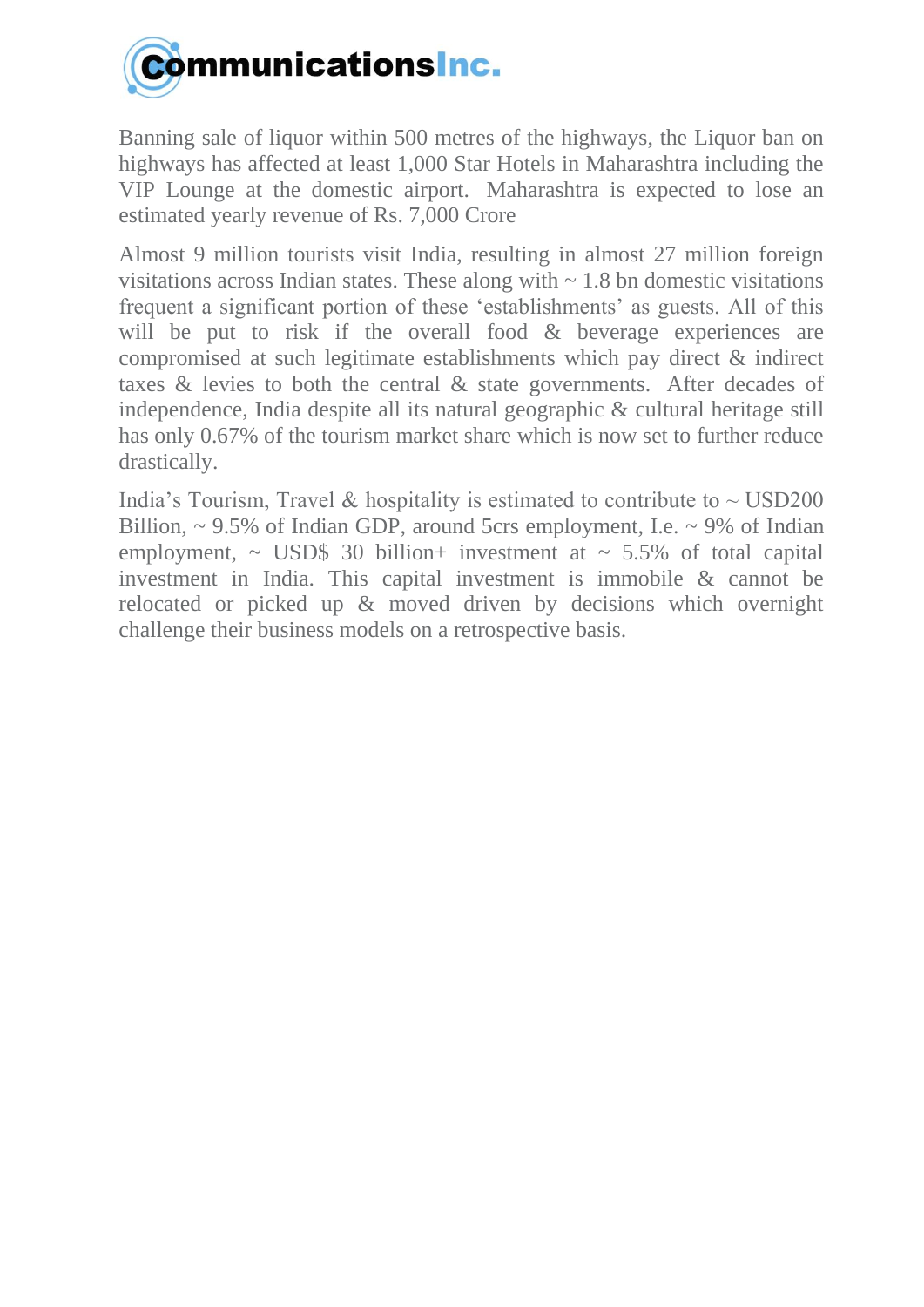Banning sale of liquor within 500 metres of the highways, the Liquor ban on highways has affected at least 1,000 Star Hotels in Maharashtra including the VIP Lounge at the domestic airport. Maharashtra is expected to lose an estimated yearly revenue of Rs. 7,000 Crore

Almost 9 million tourists visit India, resulting in almost 27 million foreign visitations across Indian states. These along with ~ 1.8 bn domestic visitations frequent a significant portion of these 'establishments' as guests. All of this will be put to risk if the overall food & beverage experiences are compromised at such legitimate establishments which pay direct & indirect taxes & levies to both the central & state governments. After decades of independence, India despite all its natural geographic & cultural heritage still has only 0.67% of the tourism market share which is now set to further reduce drastically.

India's Tourism, Travel & hospitality is estimated to contribute to ~ USD200 Billion, ~ 9.5% of Indian GDP, around 5crs employment, I.e. ~ 9% of Indian employment, ~ USD$ 30 billion+ investment at ~ 5.5% of total capital investment in India. This capital investment is immobile & cannot be relocated or picked up & moved driven by decisions which overnight challenge their business models on a retrospective basis.